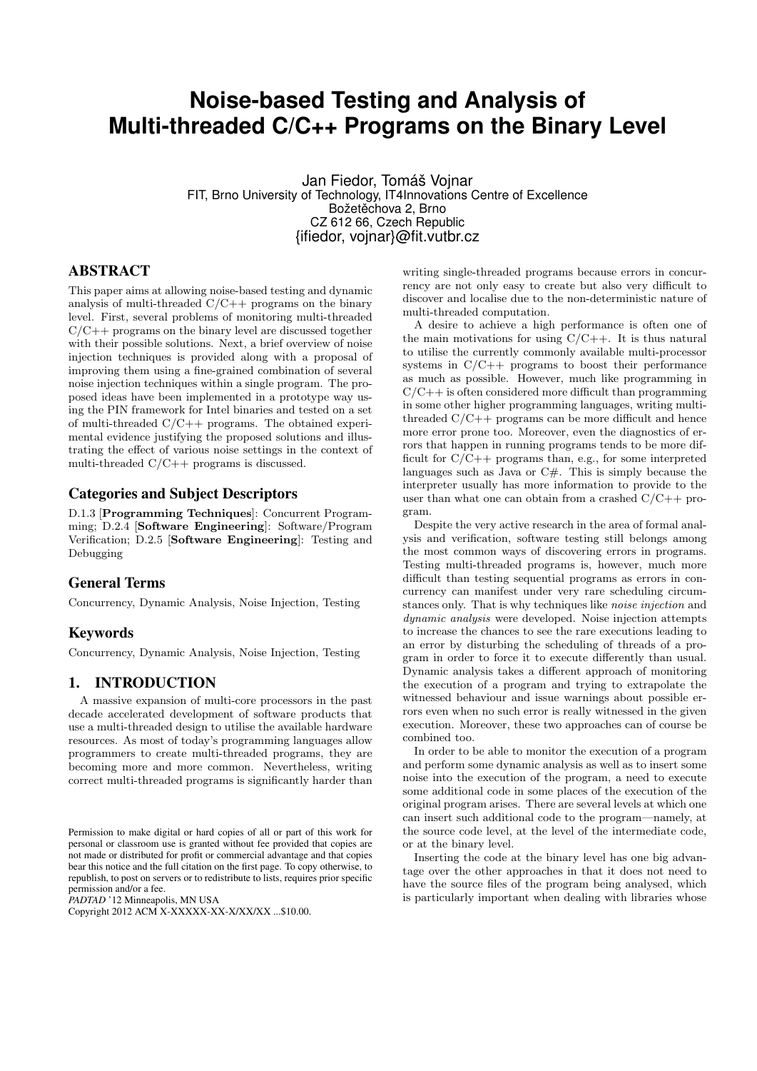# Noise-based Testing and Analysis of Multi-threaded C/C++ Programs on the Binary Level

Jan Fiedor, Tomáš Vojnar
FIT, Brno University of Technology, IT4Innovations Centre of Excellence
Božetěchova 2, Brno
CZ 612 66, Czech Republic
{ifiedor, vojnar}@fit.vutbr.cz

## ABSTRACT

This paper aims at allowing noise-based testing and dynamic analysis of multi-threaded C/C++ programs on the binary level. First, several problems of monitoring multi-threaded C/C++ programs on the binary level are discussed together with their possible solutions. Next, a brief overview of noise injection techniques is provided along with a proposal of improving them using a fine-grained combination of several noise injection techniques within a single program. The proposed ideas have been implemented in a prototype way using the PIN framework for Intel binaries and tested on a set of multi-threaded C/C++ programs. The obtained experimental evidence justifying the proposed solutions and illustrating the effect of various noise settings in the context of multi-threaded C/C++ programs is discussed.

### Categories and Subject Descriptors

D.1.3 [**Programming Techniques**]: Concurrent Programming; D.2.4 [**Software Engineering**]: Software/Program Verification; D.2.5 [**Software Engineering**]: Testing and Debugging

### General Terms

Concurrency, Dynamic Analysis, Noise Injection, Testing

### Keywords

Concurrency, Dynamic Analysis, Noise Injection, Testing

## 1. INTRODUCTION

A massive expansion of multi-core processors in the past decade accelerated development of software products that use a multi-threaded design to utilise the available hardware resources. As most of today's programming languages allow programmers to create multi-threaded programs, they are becoming more and more common. Nevertheless, writing correct multi-threaded programs is significantly harder than writing single-threaded programs because errors in concurrency are not only easy to create but also very difficult to discover and localise due to the non-deterministic nature of multi-threaded computation.

A desire to achieve a high performance is often one of the main motivations for using C/C++. It is thus natural to utilise the currently commonly available multi-processor systems in C/C++ programs to boost their performance as much as possible. However, much like programming in C/C++ is often considered more difficult than programming in some other higher programming languages, writing multi-threaded C/C++ programs can be more difficult and hence more error prone too. Moreover, even the diagnostics of errors that happen in running programs tends to be more difficult for C/C++ programs than, e.g., for some interpreted languages such as Java or C#. This is simply because the interpreter usually has more information to provide to the user than what one can obtain from a crashed C/C++ program.

Despite the very active research in the area of formal analysis and verification, software testing still belongs among the most common ways of discovering errors in programs. Testing multi-threaded programs is, however, much more difficult than testing sequential programs as errors in concurrency can manifest under very rare scheduling circumstances only. That is why techniques like *noise injection* and *dynamic analysis* were developed. Noise injection attempts to increase the chances to see the rare executions leading to an error by disturbing the scheduling of threads of a program in order to force it to execute differently than usual. Dynamic analysis takes a different approach of monitoring the execution of a program and trying to extrapolate the witnessed behaviour and issue warnings about possible errors even when no such error is really witnessed in the given execution. Moreover, these two approaches can of course be combined too.

In order to be able to monitor the execution of a program and perform some dynamic analysis as well as to insert some noise into the execution of the program, a need to execute some additional code in some places of the execution of the original program arises. There are several levels at which one can insert such additional code to the program—namely, at the source code level, at the level of the intermediate code, or at the binary level.

Inserting the code at the binary level has one big advantage over the other approaches in that it does not need to have the source files of the program being analysed, which is particularly important when dealing with libraries whose

Permission to make digital or hard copies of all or part of this work for personal or classroom use is granted without fee provided that copies are not made or distributed for profit or commercial advantage and that copies bear this notice and the full citation on the first page. To copy otherwise, to republish, to post on servers or to redistribute to lists, requires prior specific permission and/or a fee.
*PADTAD* '12 Minneapolis, MN USA
Copyright 2012 ACM X-XXXXX-XX-X/XX/XX ...$10.00.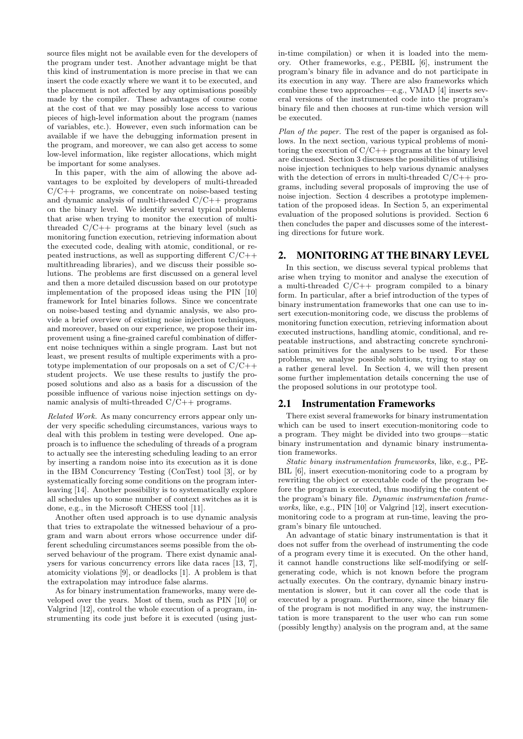source files might not be available even for the developers of the program under test. Another advantage might be that this kind of instrumentation is more precise in that we can insert the code exactly where we want it to be executed, and the placement is not affected by any optimisations possibly made by the compiler. These advantages of course come at the cost of that we may possibly lose access to various pieces of high-level information about the program (names of variables, etc.). However, even such information can be available if we have the debugging information present in the program, and moreover, we can also get access to some low-level information, like register allocations, which might be important for some analyses.

In this paper, with the aim of allowing the above advantages to be exploited by developers of multi-threaded C/C++ programs, we concentrate on noise-based testing and dynamic analysis of multi-threaded C/C++ programs on the binary level. We identify several typical problems that arise when trying to monitor the execution of multi-threaded C/C++ programs at the binary level (such as monitoring function execution, retrieving information about the executed code, dealing with atomic, conditional, or repeated instructions, as well as supporting different C/C++ multithreading libraries), and we discuss their possible solutions. The problems are first discussed on a general level and then a more detailed discussion based on our prototype implementation of the proposed ideas using the PIN [10] framework for Intel binaries follows. Since we concentrate on noise-based testing and dynamic analysis, we also provide a brief overview of existing noise injection techniques, and moreover, based on our experience, we propose their improvement using a fine-grained careful combination of different noise techniques within a single program. Last but not least, we present results of multiple experiments with a prototype implementation of our proposals on a set of C/C++ student projects. We use these results to justify the proposed solutions and also as a basis for a discussion of the possible influence of various noise injection settings on dynamic analysis of multi-threaded C/C++ programs.

*Related Work.* As many concurrency errors appear only under very specific scheduling circumstances, various ways to deal with this problem in testing were developed. One approach is to influence the scheduling of threads of a program to actually see the interesting scheduling leading to an error by inserting a random noise into its execution as it is done in the IBM Concurrency Testing (ConTest) tool [3], or by systematically forcing some conditions on the program interleaving [14]. Another possibility is to systematically explore all schedules up to some number of context switches as it is done, e.g., in the Microsoft CHESS tool [11].

Another often used approach is to use dynamic analysis that tries to extrapolate the witnessed behaviour of a program and warn about errors whose occurrence under different scheduling circumstances seems possible from the observed behaviour of the program. There exist dynamic analysers for various concurrency errors like data races [13, 7], atomicity violations [9], or deadlocks [1]. A problem is that the extrapolation may introduce false alarms.

As for binary instrumentation frameworks, many were developed over the years. Most of them, such as PIN [10] or Valgrind [12], control the whole execution of a program, instrumenting its code just before it is executed (using just-in-time compilation) or when it is loaded into the memory. Other frameworks, e.g., PEBIL [6], instrument the program's binary file in advance and do not participate in its execution in any way. There are also frameworks which combine these two approaches—e.g., VMAD [4] inserts several versions of the instrumented code into the program's binary file and then chooses at run-time which version will be executed.

*Plan of the paper.* The rest of the paper is organised as follows. In the next section, various typical problems of monitoring the execution of C/C++ programs at the binary level are discussed. Section 3 discusses the possibilities of utilising noise injection techniques to help various dynamic analyses with the detection of errors in multi-threaded C/C++ programs, including several proposals of improving the use of noise injection. Section 4 describes a prototype implementation of the proposed ideas. In Section 5, an experimental evaluation of the proposed solutions is provided. Section 6 then concludes the paper and discusses some of the interesting directions for future work.

## 2. MONITORING AT THE BINARY LEVEL

In this section, we discuss several typical problems that arise when trying to monitor and analyse the execution of a multi-threaded C/C++ program compiled to a binary form. In particular, after a brief introduction of the types of binary instrumentation frameworks that one can use to insert execution-monitoring code, we discuss the problems of monitoring function execution, retrieving information about executed instructions, handling atomic, conditional, and repeatable instructions, and abstracting concrete synchronisation primitives for the analysers to be used. For these problems, we analyse possible solutions, trying to stay on a rather general level. In Section 4, we will then present some further implementation details concerning the use of the proposed solutions in our prototype tool.

### 2.1 Instrumentation Frameworks

There exist several frameworks for binary instrumentation which can be used to insert execution-monitoring code to a program. They might be divided into two groups—static binary instrumentation and dynamic binary instrumentation frameworks.

*Static binary instrumentation frameworks*, like, e.g., PEBIL [6], insert execution-monitoring code to a program by rewriting the object or executable code of the program before the program is executed, thus modifying the content of the program's binary file. *Dynamic instrumentation frameworks*, like, e.g., PIN [10] or Valgrind [12], insert execution-monitoring code to a program at run-time, leaving the program's binary file untouched.

An advantage of static binary instrumentation is that it does not suffer from the overhead of instrumenting the code of a program every time it is executed. On the other hand, it cannot handle constructions like self-modifying or self-generating code, which is not known before the program actually executes. On the contrary, dynamic binary instrumentation is slower, but it can cover all the code that is executed by a program. Furthermore, since the binary file of the program is not modified in any way, the instrumentation is more transparent to the user who can run some (possibly lengthy) analysis on the program and, at the same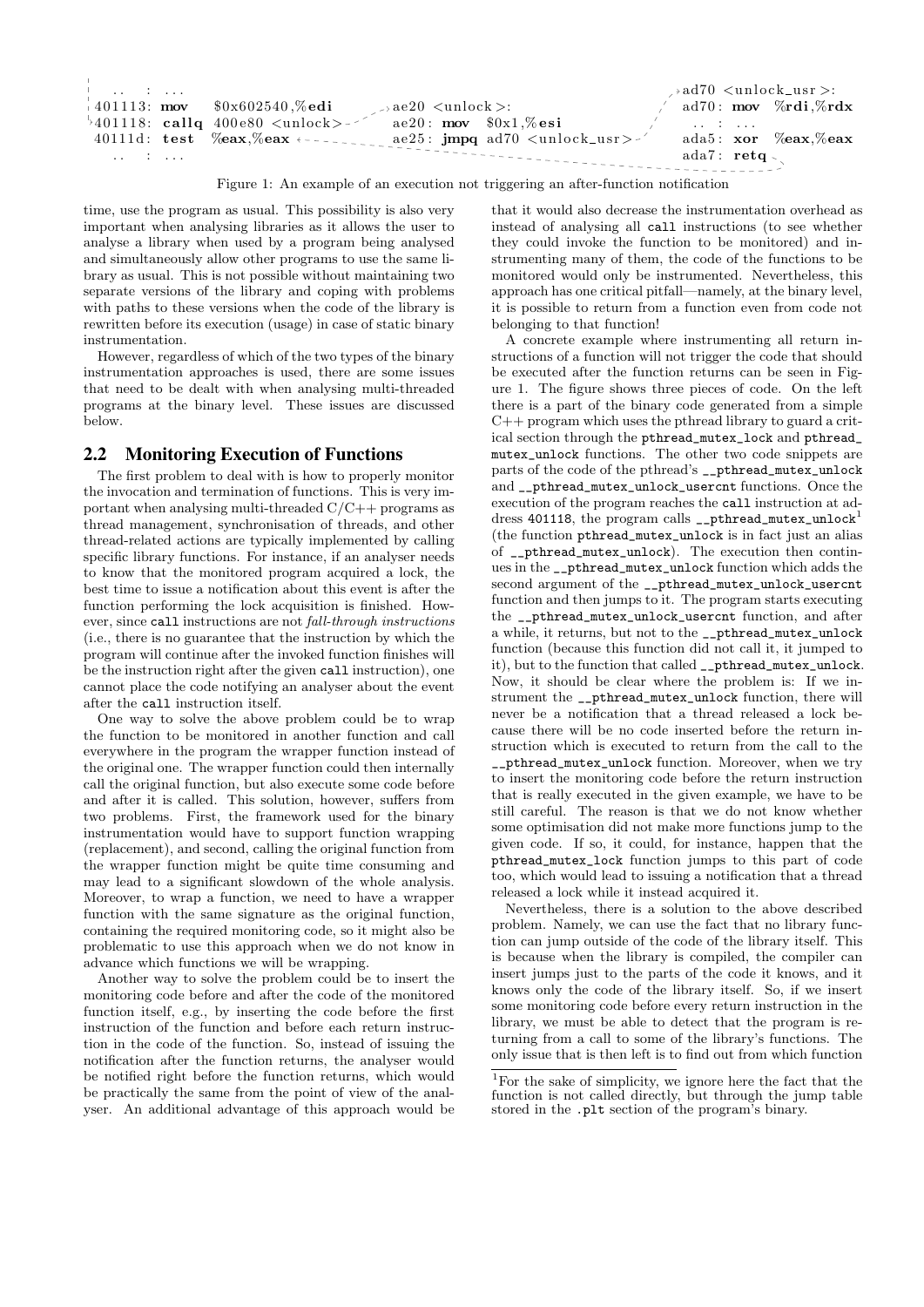```
  .. : ...
401113: mov    $0x602540,%edi          ae20 <unlock>:                      ad70 <unlock_usr>:
401118: callq  400e80 <unlock>         ae20: mov   $0x1,%esi               ad70: mov   %rdi,%rdx
40111d: test   %eax,%eax               ae25: jmpq  ad70 <unlock_usr>       .. : ...
  .. : ...                                                                  ada5: xor   %eax,%eax
                                                                            ada7: retq
```

Figure 1: An example of an execution not triggering an after-function notification

time, use the program as usual. This possibility is also very important when analysing libraries as it allows the user to analyse a library when used by a program being analysed and simultaneously allow other programs to use the same library as usual. This is not possible without maintaining two separate versions of the library and coping with problems with paths to these versions when the code of the library is rewritten before its execution (usage) in case of static binary instrumentation.

However, regardless of which of the two types of the binary instrumentation approaches is used, there are some issues that need to be dealt with when analysing multi-threaded programs at the binary level. These issues are discussed below.

## 2.2 Monitoring Execution of Functions

The first problem to deal with is how to properly monitor the invocation and termination of functions. This is very important when analysing multi-threaded C/C++ programs as thread management, synchronisation of threads, and other thread-related actions are typically implemented by calling specific library functions. For instance, if an analyser needs to know that the monitored program acquired a lock, the best time to issue a notification about this event is after the function performing the lock acquisition is finished. However, since `call` instructions are not *fall-through instructions* (i.e., there is no guarantee that the instruction by which the program will continue after the invoked function finishes will be the instruction right after the given `call` instruction), one cannot place the code notifying an analyser about the event after the `call` instruction itself.

One way to solve the above problem could be to wrap the function to be monitored in another function and call everywhere in the program the wrapper function instead of the original one. The wrapper function could then internally call the original function, but also execute some code before and after it is called. This solution, however, suffers from two problems. First, the framework used for the binary instrumentation would have to support function wrapping (replacement), and second, calling the original function from the wrapper function might be quite time consuming and may lead to a significant slowdown of the whole analysis. Moreover, to wrap a function, we need to have a wrapper function with the same signature as the original function, containing the required monitoring code, so it might also be problematic to use this approach when we do not know in advance which functions we will be wrapping.

Another way to solve the problem could be to insert the monitoring code before and after the code of the monitored function itself, e.g., by inserting the code before the first instruction of the function and before each return instruction in the code of the function. So, instead of issuing the notification after the function returns, the analyser would be notified right before the function returns, which would be practically the same from the point of view of the analyser. An additional advantage of this approach would be that it would also decrease the instrumentation overhead as instead of analysing all `call` instructions (to see whether they could invoke the function to be monitored) and instrumenting many of them, the code of the functions to be monitored would only be instrumented. Nevertheless, this approach has one critical pitfall—namely, at the binary level, it is possible to return from a function even from code not belonging to that function!

A concrete example where instrumenting all return instructions of a function will not trigger the code that should be executed after the function returns can be seen in Figure 1. The figure shows three pieces of code. On the left there is a part of the binary code generated from a simple C++ program which uses the pthread library to guard a critical section through the `pthread_mutex_lock` and `pthread_mutex_unlock` functions. The other two code snippets are parts of the code of the pthread's `__pthread_mutex_unlock` and `__pthread_mutex_unlock_usercnt` functions. Once the execution of the program reaches the `call` instruction at address `401118`, the program calls `__pthread_mutex_unlock`[1] (the function `pthread_mutex_unlock` is in fact just an alias of `__pthread_mutex_unlock`). The execution then continues in the `__pthread_mutex_unlock` function which adds the second argument of the `__pthread_mutex_unlock_usercnt` function and then jumps to it. The program starts executing the `__pthread_mutex_unlock_usercnt` function, and after a while, it returns, but not to the `__pthread_mutex_unlock` function (because this function did not call it, it jumped to it), but to the function that called `__pthread_mutex_unlock`. Now, it should be clear where the problem is: If we instrument the `__pthread_mutex_unlock` function, there will never be a notification that a thread released a lock because there will be no code inserted before the return instruction which is executed to return from the call to the `__pthread_mutex_unlock` function. Moreover, when we try to insert the monitoring code before the return instruction that is really executed in the given example, we have to be still careful. The reason is that we do not know whether some optimisation did not make more functions jump to the given code. If so, it could, for instance, happen that the `pthread_mutex_lock` function jumps to this part of code too, which would lead to issuing a notification that a thread released a lock while it instead acquired it.

Nevertheless, there is a solution to the above described problem. Namely, we can use the fact that no library function can jump outside of the code of the library itself. This is because when the library is compiled, the compiler can insert jumps just to the parts of the code it knows, and it knows only the code of the library itself. So, if we insert some monitoring code before every return instruction in the library, we must be able to detect that the program is returning from a call to some of the library's functions. The only issue that is then left is to find out from which function

[1] For the sake of simplicity, we ignore here the fact that the function is not called directly, but through the jump table stored in the `.plt` section of the program's binary.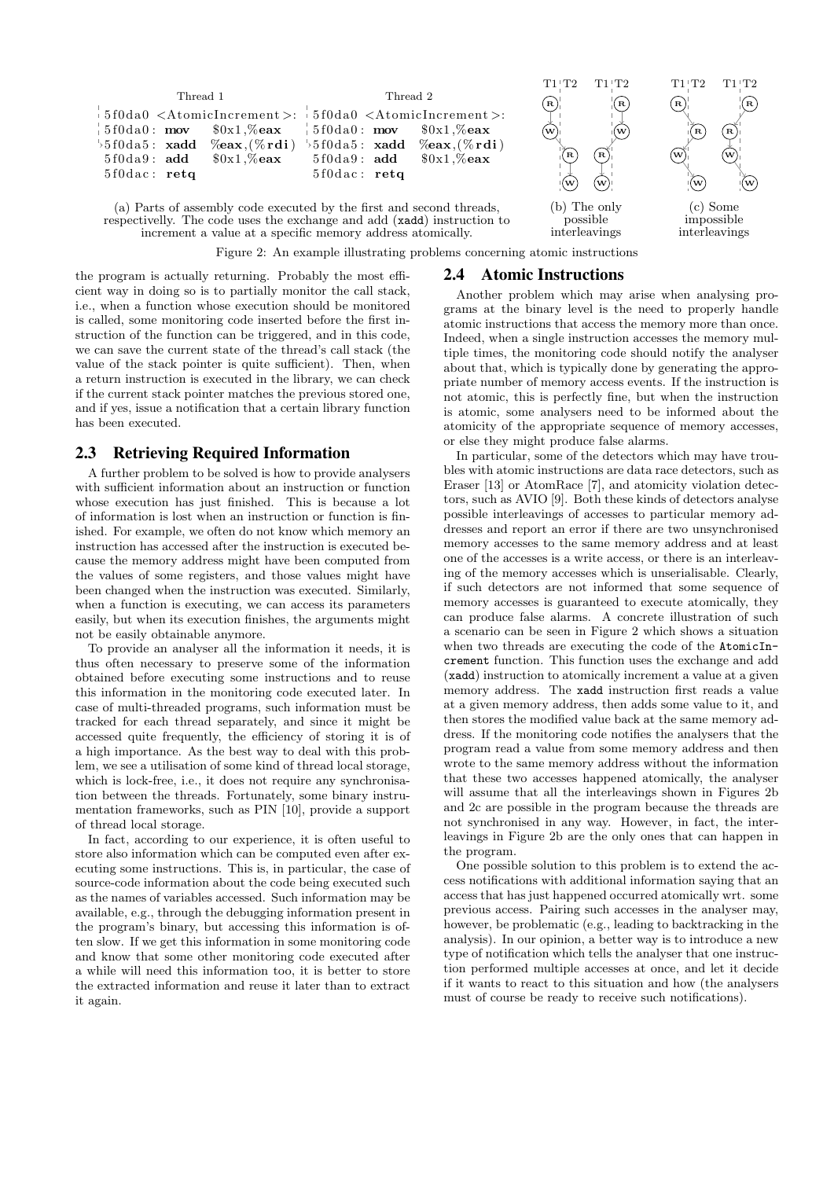| Thread 1 | Thread 2 |
| --- | --- |
| 5f0da0 <AtomicIncrement>: | 5f0da0 <AtomicIncrement>: |
| 5f0da0: **mov** $0x1,%**eax** | 5f0da0: **mov** $0x1,%**eax** |
| 5f0da5: **xadd** %**eax**,(%**rdi**) | 5f0da5: **xadd** %**eax**,(%**rdi**) |
| 5f0da9: **add** $0x1,%**eax** | 5f0da9: **add** $0x1,%**eax** |
| 5f0dac: **retq** | 5f0dac: **retq** |

(a) Parts of assembly code executed by the first and second threads, respectivelly. The code uses the exchange and add (`xadd`) instruction to increment a value at a specific memory address atomically.

(b) The only possible interleavings

(c) Some impossible interleavings

Figure 2: An example illustrating problems concerning atomic instructions

the program is actually returning. Probably the most efficient way in doing so is to partially monitor the call stack, i.e., when a function whose execution should be monitored is called, some monitoring code inserted before the first instruction of the function can be triggered, and in this code, we can save the current state of the thread's call stack (the value of the stack pointer is quite sufficient). Then, when a return instruction is executed in the library, we can check if the current stack pointer matches the previous stored one, and if yes, issue a notification that a certain library function has been executed.

## 2.3 Retrieving Required Information

A further problem to be solved is how to provide analysers with sufficient information about an instruction or function whose execution has just finished. This is because a lot of information is lost when an instruction or function is finished. For example, we often do not know which memory an instruction has accessed after the instruction is executed because the memory address might have been computed from the values of some registers, and those values might have been changed when the instruction was executed. Similarly, when a function is executing, we can access its parameters easily, but when its execution finishes, the arguments might not be easily obtainable anymore.

To provide an analyser all the information it needs, it is thus often necessary to preserve some of the information obtained before executing some instructions and to reuse this information in the monitoring code executed later. In case of multi-threaded programs, such information must be tracked for each thread separately, and since it might be accessed quite frequently, the efficiency of storing it is of a high importance. As the best way to deal with this problem, we see a utilisation of some kind of thread local storage, which is lock-free, i.e., it does not require any synchronisation between the threads. Fortunately, some binary instrumentation frameworks, such as PIN [10], provide a support of thread local storage.

In fact, according to our experience, it is often useful to store also information which can be computed even after executing some instructions. This is, in particular, the case of source-code information about the code being executed such as the names of variables accessed. Such information may be available, e.g., through the debugging information present in the program's binary, but accessing this information is often slow. If we get this information in some monitoring code and know that some other monitoring code executed after a while will need this information too, it is better to store the extracted information and reuse it later than to extract it again.

## 2.4 Atomic Instructions

Another problem which may arise when analysing programs at the binary level is the need to properly handle atomic instructions that access the memory more than once. Indeed, when a single instruction accesses the memory multiple times, the monitoring code should notify the analyser about that, which is typically done by generating the appropriate number of memory access events. If the instruction is not atomic, this is perfectly fine, but when the instruction is atomic, some analysers need to be informed about the atomicity of the appropriate sequence of memory accesses, or else they might produce false alarms.

In particular, some of the detectors which may have troubles with atomic instructions are data race detectors, such as Eraser [13] or AtomRace [7], and atomicity violation detectors, such as AVIO [9]. Both these kinds of detectors analyse possible interleavings of accesses to particular memory addresses and report an error if there are two unsynchronised memory accesses to the same memory address and at least one of the accesses is a write access, or there is an interleaving of the memory accesses which is unserialisable. Clearly, if such detectors are not informed that some sequence of memory accesses is guaranteed to execute atomically, they can produce false alarms. A concrete illustration of such a scenario can be seen in Figure 2 which shows a situation when two threads are executing the code of the `AtomicIncrement` function. This function uses the exchange and add (`xadd`) instruction to atomically increment a value at a given memory address. The `xadd` instruction first reads a value at a given memory address, then adds some value to it, and then stores the modified value back at the same memory address. If the monitoring code notifies the analysers that the program read a value from some memory address and then wrote to the same memory address without the information that these two accesses happened atomically, the analyser will assume that all the interleavings shown in Figures 2b and 2c are possible in the program because the threads are not synchronised in any way. However, in fact, the interleavings in Figure 2b are the only ones that can happen in the program.

One possible solution to this problem is to extend the access notifications with additional information saying that an access that has just happened occurred atomically wrt. some previous access. Pairing such accesses in the analyser may, however, be problematic (e.g., leading to backtracking in the analysis). In our opinion, a better way is to introduce a new type of notification which tells the analyser that one instruction performed multiple accesses at once, and let it decide if it wants to react to this situation and how (the analysers must of course be ready to receive such notifications).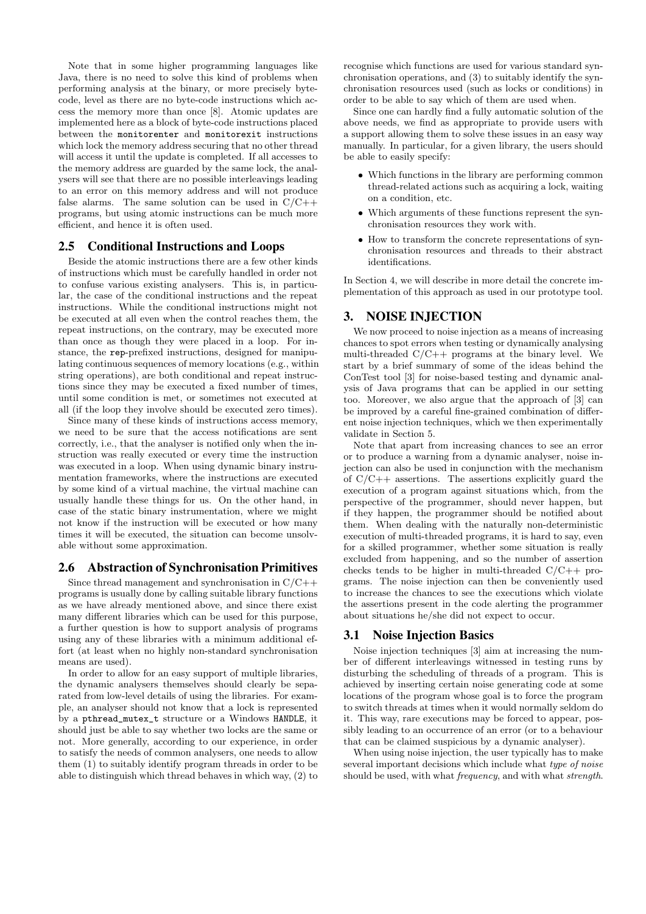Note that in some higher programming languages like Java, there is no need to solve this kind of problems when performing analysis at the binary, or more precisely byte-code, level as there are no byte-code instructions which access the memory more than once [8]. Atomic updates are implemented here as a block of byte-code instructions placed between the `monitorenter` and `monitorexit` instructions which lock the memory address securing that no other thread will access it until the update is completed. If all accesses to the memory address are guarded by the same lock, the analysers will see that there are no possible interleavings leading to an error on this memory address and will not produce false alarms. The same solution can be used in C/C++ programs, but using atomic instructions can be much more efficient, and hence it is often used.

## 2.5 Conditional Instructions and Loops

Beside the atomic instructions there are a few other kinds of instructions which must be carefully handled in order not to confuse various existing analysers. This is, in particular, the case of the conditional instructions and the repeat instructions. While the conditional instructions might not be executed at all even when the control reaches them, the repeat instructions, on the contrary, may be executed more than once as though they were placed in a loop. For instance, the `rep`-prefixed instructions, designed for manipulating continuous sequences of memory locations (e.g., within string operations), are both conditional and repeat instructions since they may be executed a fixed number of times, until some condition is met, or sometimes not executed at all (if the loop they involve should be executed zero times).

Since many of these kinds of instructions access memory, we need to be sure that the access notifications are sent correctly, i.e., that the analyser is notified only when the instruction was really executed or every time the instruction was executed in a loop. When using dynamic binary instrumentation frameworks, where the instructions are executed by some kind of a virtual machine, the virtual machine can usually handle these things for us. On the other hand, in case of the static binary instrumentation, where we might not know if the instruction will be executed or how many times it will be executed, the situation can become unsolvable without some approximation.

## 2.6 Abstraction of Synchronisation Primitives

Since thread management and synchronisation in C/C++ programs is usually done by calling suitable library functions as we have already mentioned above, and since there exist many different libraries which can be used for this purpose, a further question is how to support analysis of programs using any of these libraries with a minimum additional effort (at least when no highly non-standard synchronisation means are used).

In order to allow for an easy support of multiple libraries, the dynamic analysers themselves should clearly be separated from low-level details of using the libraries. For example, an analyser should not know that a lock is represented by a `pthread_mutex_t` structure or a Windows `HANDLE`, it should just be able to say whether two locks are the same or not. More generally, according to our experience, in order to satisfy the needs of common analysers, one needs to allow them (1) to suitably identify program threads in order to be able to distinguish which thread behaves in which way, (2) to recognise which functions are used for various standard synchronisation operations, and (3) to suitably identify the synchronisation resources used (such as locks or conditions) in order to be able to say which of them are used when.

Since one can hardly find a fully automatic solution of the above needs, we find as appropriate to provide users with a support allowing them to solve these issues in an easy way manually. In particular, for a given library, the users should be able to easily specify:

- Which functions in the library are performing common thread-related actions such as acquiring a lock, waiting on a condition, etc.
- Which arguments of these functions represent the synchronisation resources they work with.
- How to transform the concrete representations of synchronisation resources and threads to their abstract identifications.

In Section 4, we will describe in more detail the concrete implementation of this approach as used in our prototype tool.

# 3. NOISE INJECTION

We now proceed to noise injection as a means of increasing chances to spot errors when testing or dynamically analysing multi-threaded C/C++ programs at the binary level. We start by a brief summary of some of the ideas behind the ConTest tool [3] for noise-based testing and dynamic analysis of Java programs that can be applied in our setting too. Moreover, we also argue that the approach of [3] can be improved by a careful fine-grained combination of different noise injection techniques, which we then experimentally validate in Section 5.

Note that apart from increasing chances to see an error or to produce a warning from a dynamic analyser, noise injection can also be used in conjunction with the mechanism of C/C++ assertions. The assertions explicitly guard the execution of a program against situations which, from the perspective of the programmer, should never happen, but if they happen, the programmer should be notified about them. When dealing with the naturally non-deterministic execution of multi-threaded programs, it is hard to say, even for a skilled programmer, whether some situation is really excluded from happening, and so the number of assertion checks tends to be higher in multi-threaded C/C++ programs. The noise injection can then be conveniently used to increase the chances to see the executions which violate the assertions present in the code alerting the programmer about situations he/she did not expect to occur.

## 3.1 Noise Injection Basics

Noise injection techniques [3] aim at increasing the number of different interleavings witnessed in testing runs by disturbing the scheduling of threads of a program. This is achieved by inserting certain noise generating code at some locations of the program whose goal is to force the program to switch threads at times when it would normally seldom do it. This way, rare executions may be forced to appear, possibly leading to an occurrence of an error (or to a behaviour that can be claimed suspicious by a dynamic analyser).

When using noise injection, the user typically has to make several important decisions which include what *type of noise* should be used, with what *frequency*, and with what *strength*.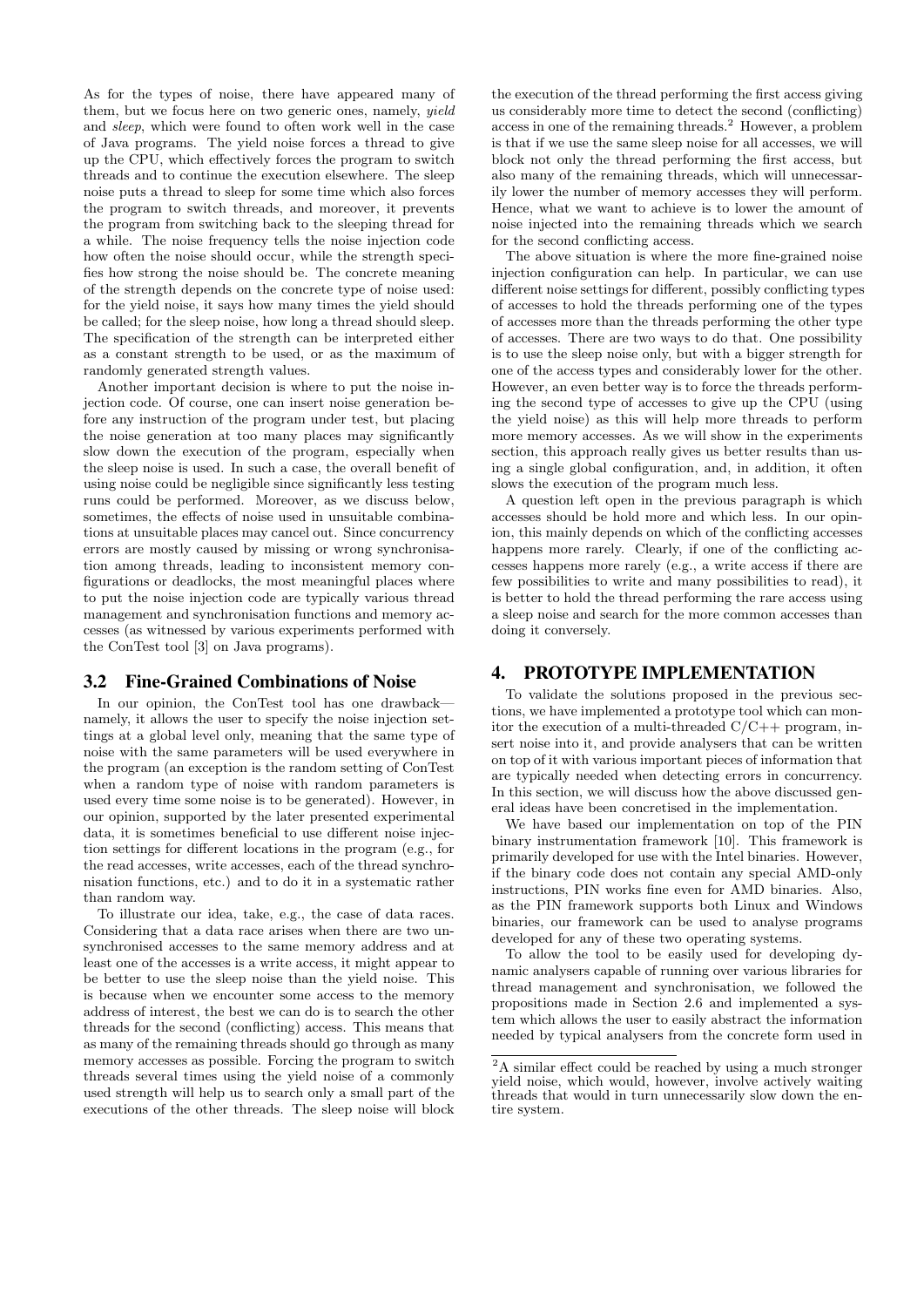As for the types of noise, there have appeared many of them, but we focus here on two generic ones, namely, *yield* and *sleep*, which were found to often work well in the case of Java programs. The yield noise forces a thread to give up the CPU, which effectively forces the program to switch threads and to continue the execution elsewhere. The sleep noise puts a thread to sleep for some time which also forces the program to switch threads, and moreover, it prevents the program from switching back to the sleeping thread for a while. The noise frequency tells the noise injection code how often the noise should occur, while the strength specifies how strong the noise should be. The concrete meaning of the strength depends on the concrete type of noise used: for the yield noise, it says how many times the yield should be called; for the sleep noise, how long a thread should sleep. The specification of the strength can be interpreted either as a constant strength to be used, or as the maximum of randomly generated strength values.

Another important decision is where to put the noise injection code. Of course, one can insert noise generation before any instruction of the program under test, but placing the noise generation at too many places may significantly slow down the execution of the program, especially when the sleep noise is used. In such a case, the overall benefit of using noise could be negligible since significantly less testing runs could be performed. Moreover, as we discuss below, sometimes, the effects of noise used in unsuitable combinations at unsuitable places may cancel out. Since concurrency errors are mostly caused by missing or wrong synchronisation among threads, leading to inconsistent memory configurations or deadlocks, the most meaningful places where to put the noise injection code are typically various thread management and synchronisation functions and memory accesses (as witnessed by various experiments performed with the ConTest tool [3] on Java programs).

### 3.2 Fine-Grained Combinations of Noise

In our opinion, the ConTest tool has one drawback—namely, it allows the user to specify the noise injection settings at a global level only, meaning that the same type of noise with the same parameters will be used everywhere in the program (an exception is the random setting of ConTest when a random type of noise with random parameters is used every time some noise is to be generated). However, in our opinion, supported by the later presented experimental data, it is sometimes beneficial to use different noise injection settings for different locations in the program (e.g., for the read accesses, write accesses, each of the thread synchronisation functions, etc.) and to do it in a systematic rather than random way.

To illustrate our idea, take, e.g., the case of data races. Considering that a data race arises when there are two unsynchronised accesses to the same memory address and at least one of the accesses is a write access, it might appear to be better to use the sleep noise than the yield noise. This is because when we encounter some access to the memory address of interest, the best we can do is to search the other threads for the second (conflicting) access. This means that as many of the remaining threads should go through as many memory accesses as possible. Forcing the program to switch threads several times using the yield noise of a commonly used strength will help us to search only a small part of the executions of the other threads. The sleep noise will block the execution of the thread performing the first access giving us considerably more time to detect the second (conflicting) access in one of the remaining threads.[2] However, a problem is that if we use the same sleep noise for all accesses, we will block not only the thread performing the first access, but also many of the remaining threads, which will unnecessarily lower the number of memory accesses they will perform. Hence, what we want to achieve is to lower the amount of noise injected into the remaining threads which we search for the second conflicting access.

The above situation is where the more fine-grained noise injection configuration can help. In particular, we can use different noise settings for different, possibly conflicting types of accesses to hold the threads performing one of the types of accesses more than the threads performing the other type of accesses. There are two ways to do that. One possibility is to use the sleep noise only, but with a bigger strength for one of the access types and considerably lower for the other. However, an even better way is to force the threads performing the second type of accesses to give up the CPU (using the yield noise) as this will help more threads to perform more memory accesses. As we will show in the experiments section, this approach really gives us better results than using a single global configuration, and, in addition, it often slows the execution of the program much less.

A question left open in the previous paragraph is which accesses should be hold more and which less. In our opinion, this mainly depends on which of the conflicting accesses happens more rarely. Clearly, if one of the conflicting accesses happens more rarely (e.g., a write access if there are few possibilities to write and many possibilities to read), it is better to hold the thread performing the rare access using a sleep noise and search for the more common accesses than doing it conversely.

## 4. PROTOTYPE IMPLEMENTATION

To validate the solutions proposed in the previous sections, we have implemented a prototype tool which can monitor the execution of a multi-threaded C/C++ program, insert noise into it, and provide analysers that can be written on top of it with various important pieces of information that are typically needed when detecting errors in concurrency. In this section, we will discuss how the above discussed general ideas have been concretised in the implementation.

We have based our implementation on top of the PIN binary instrumentation framework [10]. This framework is primarily developed for use with the Intel binaries. However, if the binary code does not contain any special AMD-only instructions, PIN works fine even for AMD binaries. Also, as the PIN framework supports both Linux and Windows binaries, our framework can be used to analyse programs developed for any of these two operating systems.

To allow the tool to be easily used for developing dynamic analysers capable of running over various libraries for thread management and synchronisation, we followed the propositions made in Section 2.6 and implemented a system which allows the user to easily abstract the information needed by typical analysers from the concrete form used in

[2] A similar effect could be reached by using a much stronger yield noise, which would, however, involve actively waiting threads that would in turn unnecessarily slow down the entire system.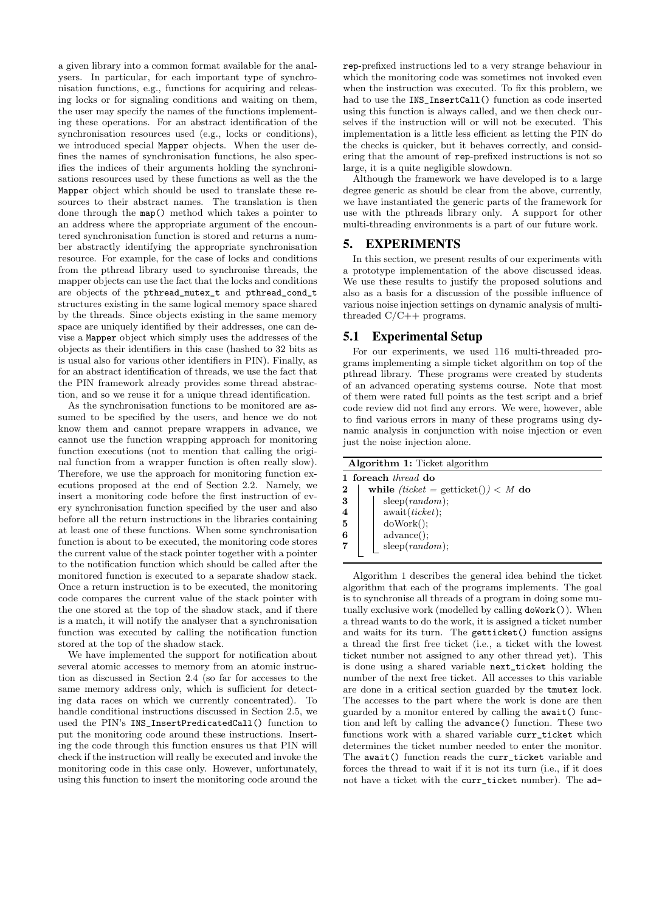a given library into a common format available for the analysers. In particular, for each important type of synchronisation functions, e.g., functions for acquiring and releasing locks or for signaling conditions and waiting on them, the user may specify the names of the functions implementing these operations. For an abstract identification of the synchronisation resources used (e.g., locks or conditions), we introduced special `Mapper` objects. When the user defines the names of synchronisation functions, he also specifies the indices of their arguments holding the synchronisations resources used by these functions as well as the the `Mapper` object which should be used to translate these resources to their abstract names. The translation is then done through the `map()` method which takes a pointer to an address where the appropriate argument of the encountered synchronisation function is stored and returns a number abstractly identifying the appropriate synchronisation resource. For example, for the case of locks and conditions from the pthread library used to synchronise threads, the mapper objects can use the fact that the locks and conditions are objects of the `pthread_mutex_t` and `pthread_cond_t` structures existing in the same logical memory space shared by the threads. Since objects existing in the same memory space are uniquely identified by their addresses, one can devise a `Mapper` object which simply uses the addresses of the objects as their identifiers in this case (hashed to 32 bits as is usual also for various other identifiers in PIN). Finally, as for an abstract identification of threads, we use the fact that the PIN framework already provides some thread abstraction, and so we reuse it for a unique thread identification.

As the synchronisation functions to be monitored are assumed to be specified by the users, and hence we do not know them and cannot prepare wrappers in advance, we cannot use the function wrapping approach for monitoring function executions (not to mention that calling the original function from a wrapper function is often really slow). Therefore, we use the approach for monitoring function executions proposed at the end of Section 2.2. Namely, we insert a monitoring code before the first instruction of every synchronisation function specified by the user and also before all the return instructions in the libraries containing at least one of these functions. When some synchronisation function is about to be executed, the monitoring code stores the current value of the stack pointer together with a pointer to the notification function which should be called after the monitored function is executed to a separate shadow stack. Once a return instruction is to be executed, the monitoring code compares the current value of the stack pointer with the one stored at the top of the shadow stack, and if there is a match, it will notify the analyser that a synchronisation function was executed by calling the notification function stored at the top of the shadow stack.

We have implemented the support for notification about several atomic accesses to memory from an atomic instruction as discussed in Section 2.4 (so far for accesses to the same memory address only, which is sufficient for detecting data races on which we currently concentrated). To handle conditional instructions discussed in Section 2.5, we used the PIN's `INS_InsertPredicatedCall()` function to put the monitoring code around these instructions. Inserting the code through this function ensures us that PIN will check if the instruction will really be executed and invoke the monitoring code in this case only. However, unfortunately, using this function to insert the monitoring code around the `rep`-prefixed instructions led to a very strange behaviour in which the monitoring code was sometimes not invoked even when the instruction was executed. To fix this problem, we had to use the `INS_InsertCall()` function as code inserted using this function is always called, and we then check ourselves if the instruction will or will not be executed. This implementation is a little less efficient as letting the PIN do the checks is quicker, but it behaves correctly, and considering that the amount of `rep`-prefixed instructions is not so large, it is a quite negligible slowdown.

Although the framework we have developed is to a large degree generic as should be clear from the above, currently, we have instantiated the generic parts of the framework for use with the pthreads library only. A support for other multi-threading environments is a part of our future work.

# 5. EXPERIMENTS

In this section, we present results of our experiments with a prototype implementation of the above discussed ideas. We use these results to justify the proposed solutions and also as a basis for a discussion of the possible influence of various noise injection settings on dynamic analysis of multi-threaded C/C++ programs.

## 5.1 Experimental Setup

For our experiments, we used 116 multi-threaded programs implementing a simple ticket algorithm on top of the pthread library. These programs were created by students of an advanced operating systems course. Note that most of them were rated full points as the test script and a brief code review did not find any errors. We were, however, able to find various errors in many of these programs using dynamic analysis in conjunction with noise injection or even just the noise injection alone.

**Algorithm 1:** Ticket algorithm

```
1 foreach thread do
2 |   while (ticket = getticket()) < M do
3 |   |   sleep(random);
4 |   |   await(ticket);
5 |   |   doWork();
6 |   |   advance();
7 |   |   sleep(random);
```

Algorithm 1 describes the general idea behind the ticket algorithm that each of the programs implements. The goal is to synchronise all threads of a program in doing some mutually exclusive work (modelled by calling `doWork()`). When a thread wants to do the work, it is assigned a ticket number and waits for its turn. The `getticket()` function assigns a thread the first free ticket (i.e., a ticket with the lowest ticket number not assigned to any other thread yet). This is done using a shared variable `next_ticket` holding the number of the next free ticket. All accesses to this variable are done in a critical section guarded by the `tmutex` lock. The accesses to the part where the work is done are then guarded by a monitor entered by calling the `await()` function and left by calling the `advance()` function. These two functions work with a shared variable `curr_ticket` which determines the ticket number needed to enter the monitor. The `await()` function reads the `curr_ticket` variable and forces the thread to wait if it is not its turn (i.e., if it does not have a ticket with the `curr_ticket` number). The ad-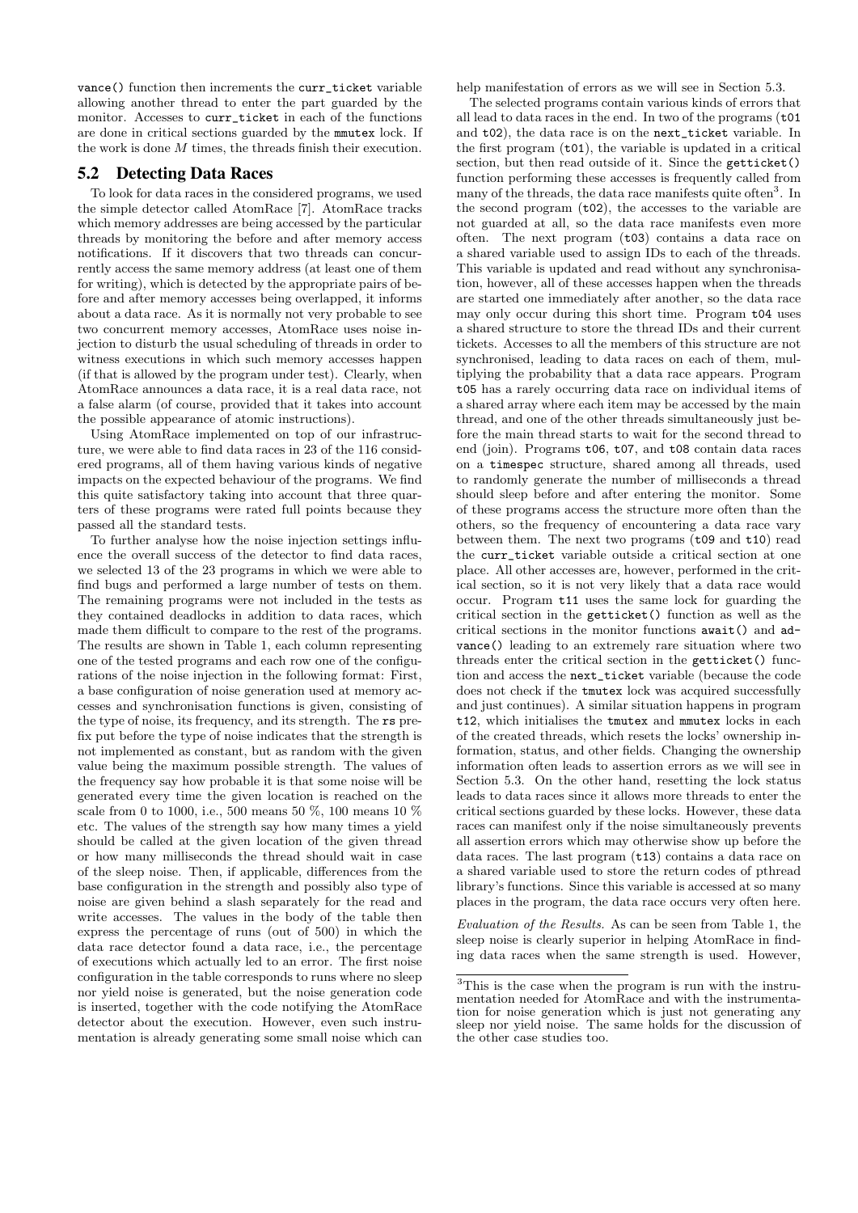vance() function then increments the curr_ticket variable allowing another thread to enter the part guarded by the monitor. Accesses to curr_ticket in each of the functions are done in critical sections guarded by the mmutex lock. If the work is done $M$ times, the threads finish their execution.

## 5.2 Detecting Data Races

To look for data races in the considered programs, we used the simple detector called AtomRace. AtomRace tracks which memory addresses are being accessed by the particular threads by monitoring the before and after memory access notifications. If it discovers that two threads can concurrently access the same memory address (at least one of them for writing), which is detected by the appropriate pairs of before and after memory accesses being overlapped, it informs about a data race. As it is normally not very probable to see two concurrent memory accesses, AtomRace uses noise injection to disturb the usual scheduling of threads in order to witness executions in which such memory accesses happen (if that is allowed by the program under test). Clearly, when AtomRace announces a data race, it is a real data race, not a false alarm (of course, provided that it takes into account the possible appearance of atomic instructions).

Using AtomRace implemented on top of our infrastructure, we were able to find data races in 23 of the 116 considered programs, all of them having various kinds of negative impacts on the expected behaviour of the programs. We find this quite satisfactory taking into account that three quarters of these programs were rated full points because they passed all the standard tests.

To further analyse how the noise injection settings influence the overall success of the detector to find data races, we selected 13 of the 23 programs in which we were able to find bugs and performed a large number of tests on them. The remaining programs were not included in the tests as they contained deadlocks in addition to data races, which made them difficult to compare to the rest of the programs. The results are shown in Table 1, each column representing one of the tested programs and each row one of the configurations of the noise injection in the following format: First, a base configuration of noise generation used at memory accesses and synchronisation functions is given, consisting of the type of noise, its frequency, and its strength. The rs prefix put before the type of noise indicates that the strength is not implemented as constant, but as random with the given value being the maximum possible strength. The values of the frequency say how probable it is that some noise will be generated every time the given location is reached on the scale from 0 to 1000, i.e., 500 means 50 %, 100 means 10 % etc. The values of the strength say how many times a yield should be called at the given location of the given thread or how many milliseconds the thread should wait in case of the sleep noise. Then, if applicable, differences from the base configuration in the strength and possibly also type of noise are given behind a slash separately for the read and write accesses. The values in the body of the table then express the percentage of runs (out of 500) in which the data race detector found a data race, i.e., the percentage of executions which actually led to an error. The first noise configuration in the table corresponds to runs where no sleep nor yield noise is generated, but the noise generation code is inserted, together with the code notifying the AtomRace detector about the execution. However, even such instrumentation is already generating some small noise which can help manifestation of errors as we will see in Section 5.3.

The selected programs contain various kinds of errors that all lead to data races in the end. In two of the programs (t01 and t02), the data race is on the next_ticket variable. In the first program (t01), the variable is updated in a critical section, but then read outside of it. Since the getticket() function performing these accesses is frequently called from many of the threads, the data race manifests quite often[3]. In the second program (t02), the accesses to the variable are not guarded at all, so the data race manifests even more often. The next program (t03) contains a data race on a shared variable used to assign IDs to each of the threads. This variable is updated and read without any synchronisation, however, all of these accesses happen when the threads are started one immediately after another, so the data race may only occur during this short time. Program t04 uses a shared structure to store the thread IDs and their current tickets. Accesses to all the members of this structure are not synchronised, leading to data races on each of them, multiplying the probability that a data race appears. Program t05 has a rarely occurring data race on individual items of a shared array where each item may be accessed by the main thread, and one of the other threads simultaneously just before the main thread starts to wait for the second thread to end (join). Programs t06, t07, and t08 contain data races on a timespec structure, shared among all threads, used to randomly generate the number of milliseconds a thread should sleep before and after entering the monitor. Some of these programs access the structure more often than the others, so the frequency of encountering a data race vary between them. The next two programs (t09 and t10) read the curr_ticket variable outside a critical section at one place. All other accesses are, however, performed in the critical section, so it is not very likely that a data race would occur. Program t11 uses the same lock for guarding the critical section in the getticket() function as well as the critical sections in the monitor functions await() and advance() leading to an extremely rare situation where two threads enter the critical section in the getticket() function and access the next_ticket variable (because the code does not check if the tmutex lock was acquired successfully and just continues). A similar situation happens in program t12, which initialises the tmutex and mmutex locks in each of the created threads, which resets the locks' ownership information, status, and other fields. Changing the ownership information often leads to assertion errors as we will see in Section 5.3. On the other hand, resetting the lock status leads to data races since it allows more threads to enter the critical sections guarded by these locks. However, these data races can manifest only if the noise simultaneously prevents all assertion errors which may otherwise show up before the data races. The last program (t13) contains a data race on a shared variable used to store the return codes of pthread library's functions. Since this variable is accessed at so many places in the program, the data race occurs very often here.

*Evaluation of the Results.* As can be seen from Table 1, the sleep noise is clearly superior in helping AtomRace in finding data races when the same strength is used. However,

[3] This is the case when the program is run with the instrumentation needed for AtomRace and with the instrumentation for noise generation which is just not generating any sleep nor yield noise. The same holds for the discussion of the other case studies too.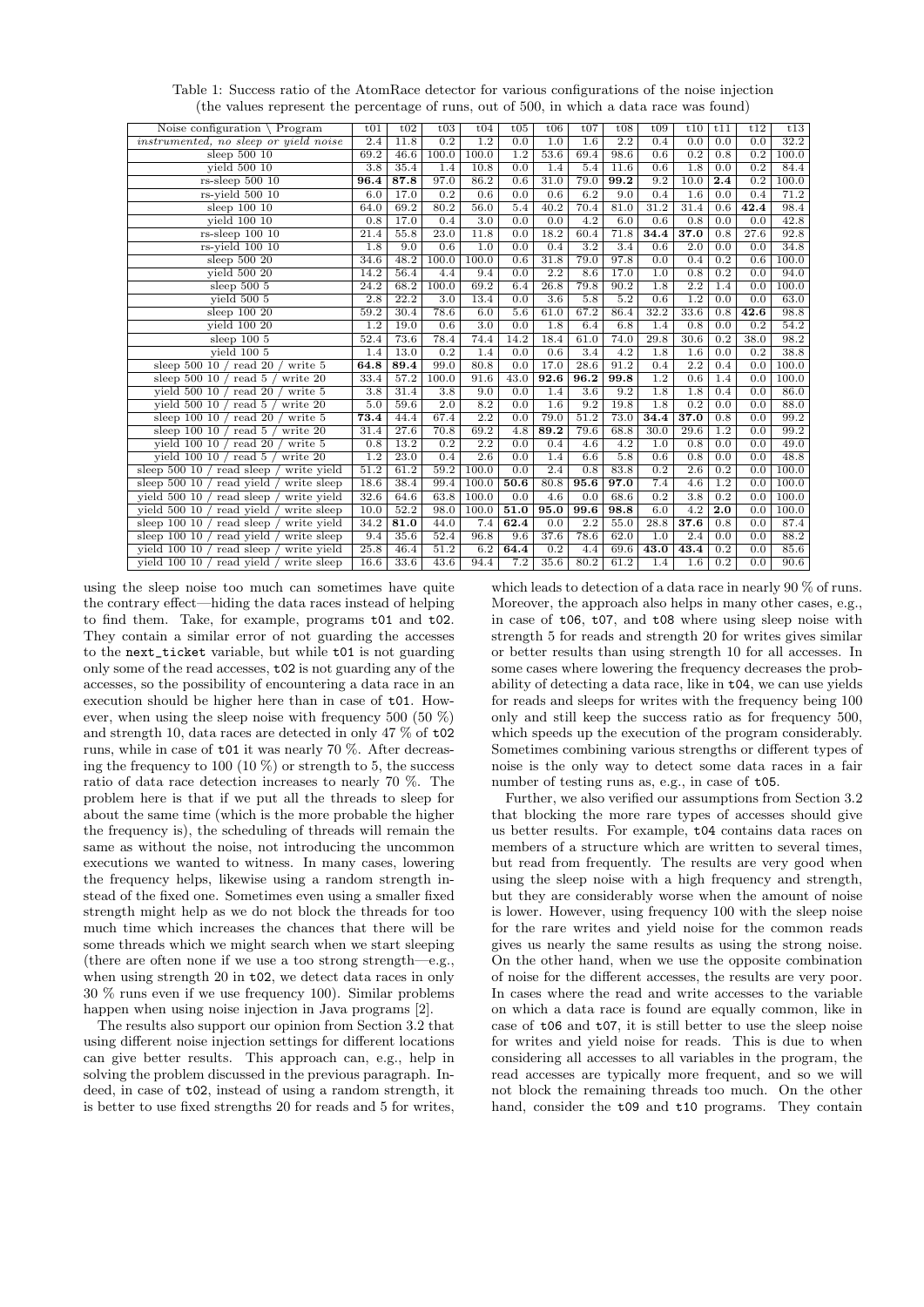Table 1: Success ratio of the AtomRace detector for various configurations of the noise injection (the values represent the percentage of runs, out of 500, in which a data race was found)

| Noise configuration \ Program | t01 | t02 | t03 | t04 | t05 | t06 | t07 | t08 | t09 | t10 | t11 | t12 | t13 |
|---|---|---|---|---|---|---|---|---|---|---|---|---|---|
| *instrumented, no sleep or yield noise* | 2.4 | 11.8 | 0.2 | 1.2 | 0.0 | 1.0 | 1.6 | 2.2 | 0.4 | 0.0 | 0.0 | 0.0 | 32.2 |
| sleep 500 10 | 69.2 | 46.6 | 100.0 | 100.0 | 1.2 | 53.6 | 69.4 | 98.6 | 0.6 | 0.2 | 0.8 | 0.2 | 100.0 |
| yield 500 10 | 3.8 | 35.4 | 1.4 | 10.8 | 0.0 | 1.4 | 5.4 | 11.6 | 0.6 | 1.8 | 0.0 | 0.2 | 84.4 |
| rs-sleep 500 10 | **96.4** | **87.8** | 97.0 | 86.2 | 0.6 | 31.0 | 79.0 | **99.2** | 9.2 | 10.0 | **2.4** | 0.2 | 100.0 |
| rs-yield 500 10 | 6.0 | 17.0 | 0.2 | 0.6 | 0.0 | 0.6 | 6.2 | 9.0 | 0.4 | 1.6 | 0.0 | 0.4 | 71.2 |
| sleep 100 10 | 64.0 | 69.2 | 80.2 | 56.0 | 5.4 | 40.2 | 70.4 | 81.0 | 31.2 | 31.4 | 0.6 | **42.4** | 98.4 |
| yield 100 10 | 0.8 | 17.0 | 0.4 | 3.0 | 0.0 | 0.0 | 4.2 | 6.0 | 0.6 | 0.8 | 0.0 | 0.0 | 42.8 |
| rs-sleep 100 10 | 21.4 | 55.8 | 23.0 | 11.8 | 0.0 | 18.2 | 60.4 | 71.8 | **34.4** | **37.0** | 0.8 | 27.6 | 92.8 |
| rs-yield 100 10 | 1.8 | 9.0 | 0.6 | 1.0 | 0.0 | 0.4 | 3.2 | 3.4 | 0.6 | 2.0 | 0.0 | 0.0 | 34.8 |
| sleep 500 20 | 34.6 | 48.2 | 100.0 | 100.0 | 0.6 | 31.8 | 79.0 | 97.8 | 0.0 | 0.4 | 0.2 | 0.6 | 100.0 |
| yield 500 20 | 14.2 | 56.4 | 4.4 | 9.4 | 0.0 | 2.2 | 8.6 | 17.0 | 1.0 | 0.8 | 0.2 | 0.0 | 94.0 |
| sleep 500 5 | 24.2 | 68.2 | 100.0 | 69.2 | 6.4 | 26.8 | 79.8 | 90.2 | 1.8 | 2.2 | 1.4 | 0.0 | 100.0 |
| yield 500 5 | 2.8 | 22.2 | 3.0 | 13.4 | 0.0 | 3.6 | 5.8 | 5.2 | 0.6 | 1.2 | 0.0 | 0.0 | 63.0 |
| sleep 100 20 | 59.2 | 30.4 | 78.6 | 6.0 | 5.6 | 61.0 | 67.2 | 86.4 | 32.2 | 33.6 | 0.8 | **42.6** | 98.8 |
| yield 100 20 | 1.2 | 19.0 | 0.6 | 3.0 | 0.0 | 1.8 | 6.4 | 6.8 | 1.4 | 0.8 | 0.0 | 0.2 | 54.2 |
| sleep 100 5 | 52.4 | 73.6 | 78.4 | 74.4 | 14.2 | 18.4 | 61.0 | 74.0 | 29.8 | 30.6 | 0.2 | 38.0 | 98.2 |
| yield 100 5 | 1.4 | 13.0 | 0.2 | 1.4 | 0.0 | 0.6 | 3.4 | 4.2 | 1.8 | 1.6 | 0.0 | 0.2 | 38.8 |
| sleep 500 10 / read 20 / write 5 | **64.8** | **89.4** | 99.0 | 80.8 | 0.0 | 17.0 | 28.6 | 91.2 | 0.4 | 2.2 | 0.4 | 0.0 | 100.0 |
| sleep 500 10 / read 5 / write 20 | 33.4 | 57.2 | 100.0 | 91.6 | 43.0 | **92.6** | **96.2** | **99.8** | 1.2 | 0.6 | 1.4 | 0.0 | 100.0 |
| yield 500 10 / read 20 / write 5 | 3.8 | 31.4 | 3.8 | 9.0 | 0.0 | 1.4 | 3.6 | 9.2 | 1.8 | 1.8 | 0.4 | 0.0 | 86.0 |
| yield 500 10 / read 5 / write 20 | 5.0 | 59.6 | 2.0 | 8.2 | 0.0 | 1.6 | 9.2 | 19.8 | 1.8 | 0.2 | 0.0 | 0.0 | 88.0 |
| sleep 100 10 / read 20 / write 5 | **73.4** | 44.4 | 67.4 | 2.2 | 0.0 | 79.0 | 51.2 | 73.0 | **34.4** | **37.0** | 0.8 | 0.0 | 99.2 |
| sleep 100 10 / read 5 / write 20 | 31.4 | 27.6 | 70.8 | 69.2 | 4.8 | **89.2** | 79.6 | 68.8 | 30.0 | 29.6 | 1.2 | 0.0 | 99.2 |
| yield 100 10 / read 20 / write 5 | 0.8 | 13.2 | 0.2 | 2.2 | 0.0 | 0.4 | 4.6 | 4.2 | 1.0 | 0.8 | 0.0 | 0.0 | 49.0 |
| yield 100 10 / read 5 / write 20 | 1.2 | 23.0 | 0.4 | 2.6 | 0.0 | 1.4 | 6.6 | 5.8 | 0.6 | 0.8 | 0.0 | 0.0 | 48.8 |
| sleep 500 10 / read sleep / write yield | 51.2 | 61.2 | 59.2 | 100.0 | 0.0 | 2.4 | 0.8 | 83.8 | 0.2 | 2.6 | 0.2 | 0.0 | 100.0 |
| sleep 500 10 / read yield / write sleep | 18.6 | 38.4 | 99.4 | 100.0 | **50.6** | 80.8 | **95.6** | **97.0** | 7.4 | 4.6 | 1.2 | 0.0 | 100.0 |
| yield 500 10 / read sleep / write yield | 32.6 | 64.6 | 63.8 | 100.0 | 0.0 | 4.6 | 0.0 | 68.6 | 0.2 | 3.8 | 0.2 | 0.0 | 100.0 |
| yield 500 10 / read yield / write sleep | 10.0 | 52.2 | 98.0 | 100.0 | **51.0** | **95.0** | **99.6** | **98.8** | 6.0 | 4.2 | **2.0** | 0.0 | 100.0 |
| sleep 100 10 / read sleep / write yield | 34.2 | **81.0** | 44.0 | 7.4 | **62.4** | 0.0 | 2.2 | 55.0 | 28.8 | **37.6** | 0.8 | 0.0 | 87.4 |
| sleep 100 10 / read yield / write sleep | 9.4 | 35.6 | 52.4 | 96.8 | 9.6 | 37.6 | 78.6 | 62.0 | 1.0 | 2.4 | 0.0 | 0.0 | 88.2 |
| yield 100 10 / read sleep / write yield | 25.8 | 46.4 | 51.2 | 6.2 | **64.4** | 0.2 | 4.4 | 69.6 | **43.0** | **43.4** | 0.2 | 0.0 | 85.6 |
| yield 100 10 / read yield / write sleep | 16.6 | 33.6 | 43.6 | 94.4 | 7.2 | 35.6 | 80.2 | 61.2 | 1.4 | 1.6 | 0.2 | 0.0 | 90.6 |

using the sleep noise too much can sometimes have quite the contrary effect—hiding the data races instead of helping to find them. Take, for example, programs t01 and t02. They contain a similar error of not guarding the accesses to the next_ticket variable, but while t01 is not guarding only some of the read accesses, t02 is not guarding any of the accesses, so the possibility of encountering a data race in an execution should be higher here than in case of t01. However, when using the sleep noise with frequency 500 (50 %) and strength 10, data races are detected in only 47 % of t02 runs, while in case of t01 it was nearly 70 %. After decreasing the frequency to 100 (10 %) or strength to 5, the success ratio of data race detection increases to nearly 70 %. The problem here is that if we put all the threads to sleep for about the same time (which is the more probable the higher the frequency is), the scheduling of threads will remain the same as without the noise, not introducing the uncommon executions we wanted to witness. In many cases, lowering the frequency helps, likewise using a random strength instead of the fixed one. Sometimes even using a smaller fixed strength might help as we do not block the threads for too much time which increases the chances that there will be some threads which we might search when we start sleeping (there are often none if we use a too strong strength—e.g., when using strength 20 in t02, we detect data races in only 30 % runs even if we use frequency 100). Similar problems happen when using noise injection in Java programs [2].

The results also support our opinion from Section 3.2 that using different noise injection settings for different locations can give better results. This approach can, e.g., help in solving the problem discussed in the previous paragraph. Indeed, in case of t02, instead of using a random strength, it is better to use fixed strengths 20 for reads and 5 for writes, which leads to detection of a data race in nearly 90 % of runs. Moreover, the approach also helps in many other cases, e.g., in case of t06, t07, and t08 where using sleep noise with strength 5 for reads and strength 20 for writes gives similar or better results than using strength 10 for all accesses. In some cases where lowering the frequency decreases the probability of detecting a data race, like in t04, we can use yields for reads and sleeps for writes with the frequency being 100 only and still keep the success ratio as for frequency 500, which speeds up the execution of the program considerably. Sometimes combining various strengths or different types of noise is the only way to detect some data races in a fair number of testing runs as, e.g., in case of t05.

Further, we also verified our assumptions from Section 3.2 that blocking the more rare types of accesses should give us better results. For example, t04 contains data races on members of a structure which are written to several times, but read from frequently. The results are very good when using the sleep noise with a high frequency and strength, but they are considerably worse when the amount of noise is lower. However, using frequency 100 with the sleep noise for the rare writes and yield noise for the common reads gives us nearly the same results as using the strong noise. On the other hand, when we use the opposite combination of noise for the different accesses, the results are very poor. In cases where the read and write accesses to the variable on which a data race is found are equally common, like in case of t06 and t07, it is still better to use the sleep noise for writes and yield noise for reads. This is due to when considering all accesses to all variables in the program, the read accesses are typically more frequent, and so we will not block the remaining threads too much. On the other hand, consider the t09 and t10 programs. They contain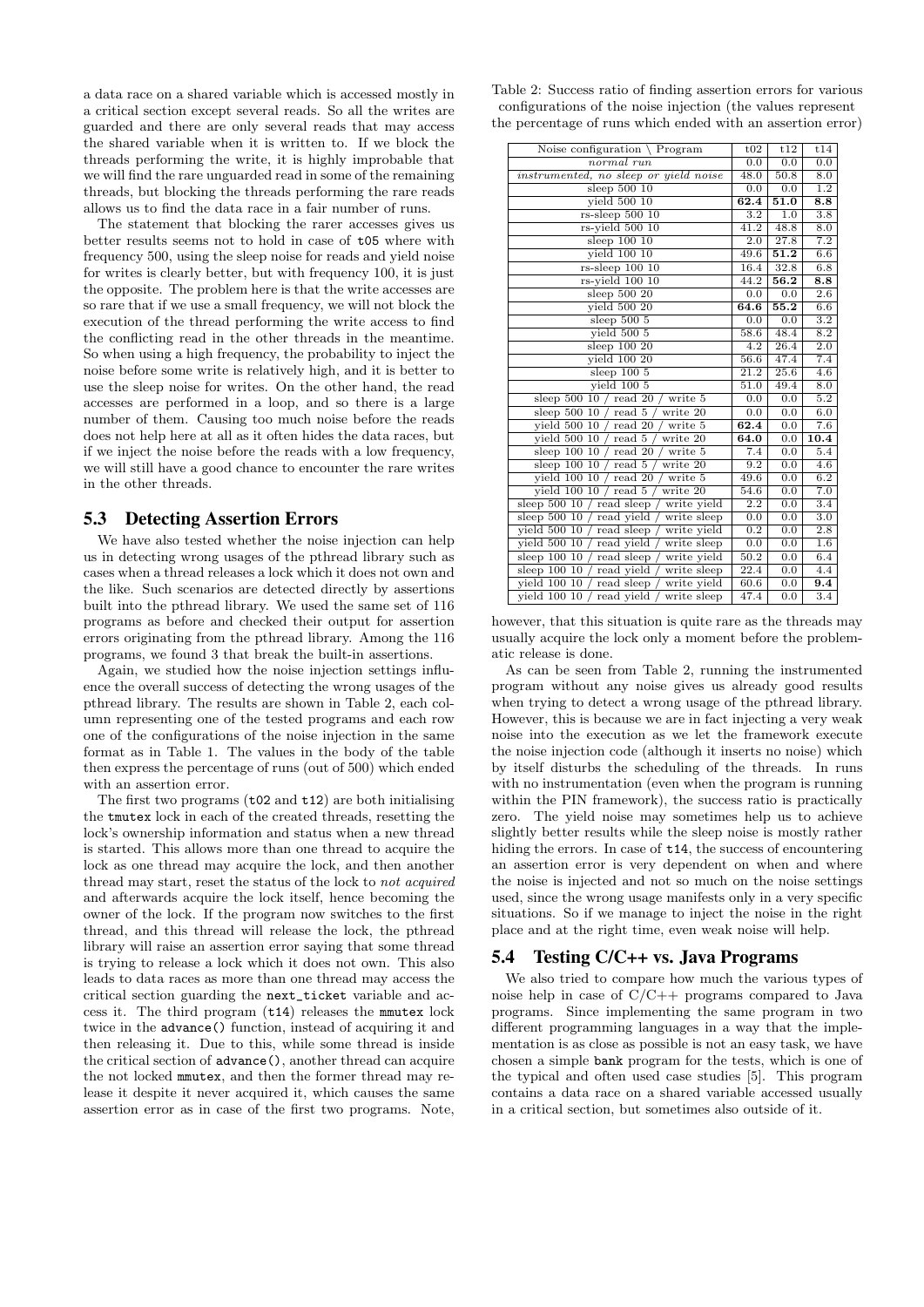a data race on a shared variable which is accessed mostly in a critical section except several reads. So all the writes are guarded and there are only several reads that may access the shared variable when it is written to. If we block the threads performing the write, it is highly improbable that we will find the rare unguarded read in some of the remaining threads, but blocking the threads performing the rare reads allows us to find the data race in a fair number of runs.

The statement that blocking the rarer accesses gives us better results seems not to hold in case of t05 where with frequency 500, using the sleep noise for reads and yield noise for writes is clearly better, but with frequency 100, it is just the opposite. The problem here is that the write accesses are so rare that if we use a small frequency, we will not block the execution of the thread performing the write access to find the conflicting read in the other threads in the meantime. So when using a high frequency, the probability to inject the noise before some write is relatively high, and it is better to use the sleep noise for writes. On the other hand, the read accesses are performed in a loop, and so there is a large number of them. Causing too much noise before the reads does not help here at all as it often hides the data races, but if we inject the noise before the reads with a low frequency, we will still have a good chance to encounter the rare writes in the other threads.

## 5.3 Detecting Assertion Errors

We have also tested whether the noise injection can help us in detecting wrong usages of the pthread library such as cases when a thread releases a lock which it does not own and the like. Such scenarios are detected directly by assertions built into the pthread library. We used the same set of 116 programs as before and checked their output for assertion errors originating from the pthread library. Among the 116 programs, we found 3 that break the built-in assertions.

Again, we studied how the noise injection settings influence the overall success of detecting the wrong usages of the pthread library. The results are shown in Table 2, each column representing one of the tested programs and each row one of the configurations of the noise injection in the same format as in Table 1. The values in the body of the table then express the percentage of runs (out of 500) which ended with an assertion error.

The first two programs (t02 and t12) are both initialising the tmutex lock in each of the created threads, resetting the lock's ownership information and status when a new thread is started. This allows more than one thread to acquire the lock as one thread may acquire the lock, and then another thread may start, reset the status of the lock to *not acquired* and afterwards acquire the lock itself, hence becoming the owner of the lock. If the program now switches to the first thread, and this thread will release the lock, the pthread library will raise an assertion error saying that some thread is trying to release a lock which it does not own. This also leads to data races as more than one thread may access the critical section guarding the next_ticket variable and access it. The third program (t14) releases the mmutex lock twice in the advance() function, instead of acquiring it and then releasing it. Due to this, while some thread is inside the critical section of advance(), another thread can acquire the not locked mmutex, and then the former thread may release it despite it never acquired it, which causes the same assertion error as in case of the first two programs. Note,

Table 2: Success ratio of finding assertion errors for various configurations of the noise injection (the values represent the percentage of runs which ended with an assertion error)

| Noise configuration \ Program | t02 | t12 | t14 |
|---|---|---|---|
| *normal run* | 0.0 | 0.0 | 0.0 |
| *instrumented, no sleep or yield noise* | 48.0 | 50.8 | 8.0 |
| sleep 500 10 | 0.0 | 0.0 | 1.2 |
| yield 500 10 | **62.4** | **51.0** | **8.8** |
| rs-sleep 500 10 | 3.2 | 1.0 | 3.8 |
| rs-yield 500 10 | 41.2 | 48.8 | 8.0 |
| sleep 100 10 | 2.0 | 27.8 | 7.2 |
| yield 100 10 | 49.6 | **51.2** | 6.6 |
| rs-sleep 100 10 | 16.4 | 32.8 | 6.8 |
| rs-yield 100 10 | 44.2 | **56.2** | **8.8** |
| sleep 500 20 | 0.0 | 0.0 | 2.6 |
| yield 500 20 | **64.6** | **55.2** | 6.6 |
| sleep 500 5 | 0.0 | 0.0 | 3.2 |
| yield 500 5 | 58.6 | 48.4 | 8.2 |
| sleep 100 20 | 4.2 | 26.4 | 2.0 |
| yield 100 20 | 56.6 | 47.4 | 7.4 |
| sleep 100 5 | 21.2 | 25.6 | 4.6 |
| yield 100 5 | 51.0 | 49.4 | 8.0 |
| sleep 500 10 / read 20 / write 5 | 0.0 | 0.0 | 5.2 |
| sleep 500 10 / read 5 / write 20 | 0.0 | 0.0 | 6.0 |
| yield 500 10 / read 20 / write 5 | **62.4** | 0.0 | 7.6 |
| yield 500 10 / read 5 / write 20 | **64.0** | 0.0 | **10.4** |
| sleep 100 10 / read 20 / write 5 | 7.4 | 0.0 | 5.4 |
| sleep 100 10 / read 5 / write 20 | 9.2 | 0.0 | 4.6 |
| yield 100 10 / read 20 / write 5 | 49.6 | 0.0 | 6.2 |
| yield 100 10 / read 5 / write 20 | 54.6 | 0.0 | 7.0 |
| sleep 500 10 / read sleep / write yield | 2.2 | 0.0 | 3.4 |
| sleep 500 10 / read yield / write sleep | 0.0 | 0.0 | 3.0 |
| yield 500 10 / read sleep / write yield | 0.2 | 0.0 | 2.8 |
| yield 500 10 / read yield / write sleep | 0.0 | 0.0 | 1.6 |
| sleep 100 10 / read sleep / write yield | 50.2 | 0.0 | 6.4 |
| sleep 100 10 / read yield / write sleep | 22.4 | 0.0 | 4.4 |
| yield 100 10 / read sleep / write yield | 60.6 | 0.0 | **9.4** |
| yield 100 10 / read yield / write sleep | 47.4 | 0.0 | 3.4 |

however, that this situation is quite rare as the threads may usually acquire the lock only a moment before the problematic release is done.

As can be seen from Table 2, running the instrumented program without any noise gives us already good results when trying to detect a wrong usage of the pthread library. However, this is because we are in fact injecting a very weak noise into the execution as we let the framework execute the noise injection code (although it inserts no noise) which by itself disturbs the scheduling of the threads. In runs with no instrumentation (even when the program is running within the PIN framework), the success ratio is practically zero. The yield noise may sometimes help us to achieve slightly better results while the sleep noise is mostly rather hiding the errors. In case of t14, the success of encountering an assertion error is very dependent on when and where the noise is injected and not so much on the noise settings used, since the wrong usage manifests only in a very specific situations. So if we manage to inject the noise in the right place and at the right time, even weak noise will help.

## 5.4 Testing C/C++ vs. Java Programs

We also tried to compare how much the various types of noise help in case of C/C++ programs compared to Java programs. Since implementing the same program in two different programming languages in a way that the implementation is as close as possible is not an easy task, we have chosen a simple bank program for the tests, which is one of the typical and often used case studies [5]. This program contains a data race on a shared variable accessed usually in a critical section, but sometimes also outside of it.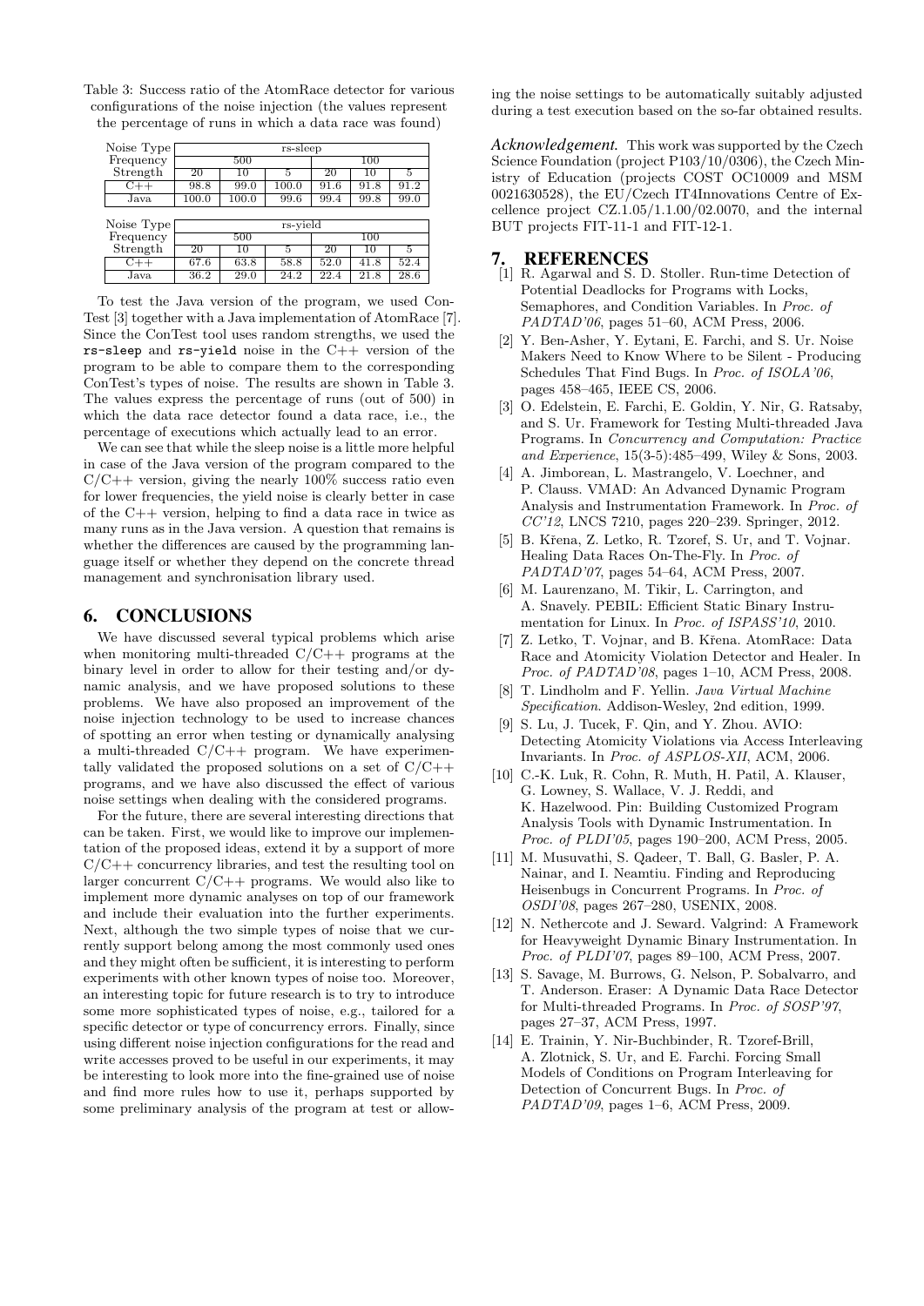Table 3: Success ratio of the AtomRace detector for various configurations of the noise injection (the values represent the percentage of runs in which a data race was found)

| Noise Type | rs-sleep | | | | | |
|---|---|---|---|---|---|---|
| Frequency | 500 | | | 100 | | |
| Strength | 20 | 10 | 5 | 20 | 10 | 5 |
| C++ | 98.8 | 99.0 | 100.0 | 91.6 | 91.8 | 91.2 |
| Java | 100.0 | 100.0 | 99.6 | 99.4 | 99.8 | 99.0 |

| Noise Type | rs-yield | | | | | |
|---|---|---|---|---|---|---|
| Frequency | 500 | | | 100 | | |
| Strength | 20 | 10 | 5 | 20 | 10 | 5 |
| C++ | 67.6 | 63.8 | 58.8 | 52.0 | 41.8 | 52.4 |
| Java | 36.2 | 29.0 | 24.2 | 22.4 | 21.8 | 28.6 |

To test the Java version of the program, we used ConTest [3] together with a Java implementation of AtomRace [7]. Since the ConTest tool uses random strengths, we used the `rs-sleep` and `rs-yield` noise in the C++ version of the program to be able to compare them to the corresponding ConTest's types of noise. The results are shown in Table 3. The values express the percentage of runs (out of 500) in which the data race detector found a data race, i.e., the percentage of executions which actually lead to an error.

We can see that while the sleep noise is a little more helpful in case of the Java version of the program compared to the C/C++ version, giving the nearly 100% success ratio even for lower frequencies, the yield noise is clearly better in case of the C++ version, helping to find a data race in twice as many runs as in the Java version. A question that remains is whether the differences are caused by the programming language itself or whether they depend on the concrete thread management and synchronisation library used.

## 6. CONCLUSIONS

We have discussed several typical problems which arise when monitoring multi-threaded C/C++ programs at the binary level in order to allow for their testing and/or dynamic analysis, and we have proposed solutions to these problems. We have also proposed an improvement of the noise injection technology to be used to increase chances of spotting an error when testing or dynamically analysing a multi-threaded C/C++ program. We have experimentally validated the proposed solutions on a set of C/C++ programs, and we have also discussed the effect of various noise settings when dealing with the considered programs.

For the future, there are several interesting directions that can be taken. First, we would like to improve our implementation of the proposed ideas, extend it by a support of more C/C++ concurrency libraries, and test the resulting tool on larger concurrent C/C++ programs. We would also like to implement more dynamic analyses on top of our framework and include their evaluation into the further experiments. Next, although the two simple types of noise that we currently support belong among the most commonly used ones and they might often be sufficient, it is interesting to perform experiments with other known types of noise too. Moreover, an interesting topic for future research is to try to introduce some more sophisticated types of noise, e.g., tailored for a specific detector or type of concurrency errors. Finally, since using different noise injection configurations for the read and write accesses proved to be useful in our experiments, it may be interesting to look more into the fine-grained use of noise and find more rules how to use it, perhaps supported by some preliminary analysis of the program at test or allowing the noise settings to be automatically suitably adjusted during a test execution based on the so-far obtained results.

***Acknowledgement.*** This work was supported by the Czech Science Foundation (project P103/10/0306), the Czech Ministry of Education (projects COST OC10009 and MSM 0021630528), the EU/Czech IT4Innovations Centre of Excellence project CZ.1.05/1.1.00/02.0070, and the internal BUT projects FIT-11-1 and FIT-12-1.

## 7. REFERENCES

[1] R. Agarwal and S. D. Stoller. Run-time Detection of Potential Deadlocks for Programs with Locks, Semaphores, and Condition Variables. In *Proc. of PADTAD'06*, pages 51–60, ACM Press, 2006.

[2] Y. Ben-Asher, Y. Eytani, E. Farchi, and S. Ur. Noise Makers Need to Know Where to be Silent - Producing Schedules That Find Bugs. In *Proc. of ISOLA'06*, pages 458–465, IEEE CS, 2006.

[3] O. Edelstein, E. Farchi, E. Goldin, Y. Nir, G. Ratsaby, and S. Ur. Framework for Testing Multi-threaded Java Programs. In *Concurrency and Computation: Practice and Experience*, 15(3-5):485–499, Wiley & Sons, 2003.

[4] A. Jimborean, L. Mastrangelo, V. Loechner, and P. Clauss. VMAD: An Advanced Dynamic Program Analysis and Instrumentation Framework. In *Proc. of CC'12*, LNCS 7210, pages 220–239. Springer, 2012.

[5] B. Křena, Z. Letko, R. Tzoref, S. Ur, and T. Vojnar. Healing Data Races On-The-Fly. In *Proc. of PADTAD'07*, pages 54–64, ACM Press, 2007.

[6] M. Laurenzano, M. Tikir, L. Carrington, and A. Snavely. PEBIL: Efficient Static Binary Instrumentation for Linux. In *Proc. of ISPASS'10*, 2010.

[7] Z. Letko, T. Vojnar, and B. Křena. AtomRace: Data Race and Atomicity Violation Detector and Healer. In *Proc. of PADTAD'08*, pages 1–10, ACM Press, 2008.

[8] T. Lindholm and F. Yellin. *Java Virtual Machine Specification*. Addison-Wesley, 2nd edition, 1999.

[9] S. Lu, J. Tucek, F. Qin, and Y. Zhou. AVIO: Detecting Atomicity Violations via Access Interleaving Invariants. In *Proc. of ASPLOS-XII*, ACM, 2006.

[10] C.-K. Luk, R. Cohn, R. Muth, H. Patil, A. Klauser, G. Lowney, S. Wallace, V. J. Reddi, and K. Hazelwood. Pin: Building Customized Program Analysis Tools with Dynamic Instrumentation. In *Proc. of PLDI'05*, pages 190–200, ACM Press, 2005.

[11] M. Musuvathi, S. Qadeer, T. Ball, G. Basler, P. A. Nainar, and I. Neamtiu. Finding and Reproducing Heisenbugs in Concurrent Programs. In *Proc. of OSDI'08*, pages 267–280, USENIX, 2008.

[12] N. Nethercote and J. Seward. Valgrind: A Framework for Heavyweight Dynamic Binary Instrumentation. In *Proc. of PLDI'07*, pages 89–100, ACM Press, 2007.

[13] S. Savage, M. Burrows, G. Nelson, P. Sobalvarro, and T. Anderson. Eraser: A Dynamic Data Race Detector for Multi-threaded Programs. In *Proc. of SOSP'97*, pages 27–37, ACM Press, 1997.

[14] E. Trainin, Y. Nir-Buchbinder, R. Tzoref-Brill, A. Zlotnick, S. Ur, and E. Farchi. Forcing Small Models of Conditions on Program Interleaving for Detection of Concurrent Bugs. In *Proc. of PADTAD'09*, pages 1–6, ACM Press, 2009.